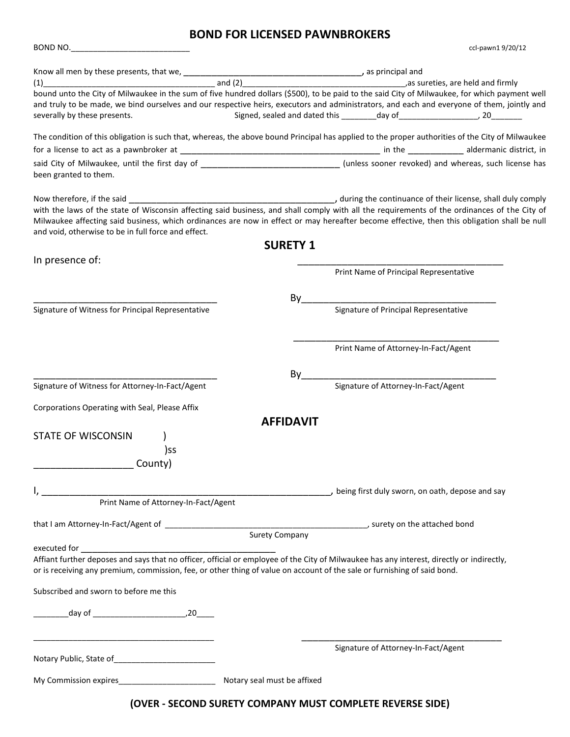# BOND FOR LICENSED PAWNBROKERS

BOND NO.___________________________ ccl-pawn1 9/20/12

Know all men by these presents, that we, ________________________________________, as principal and (1)________________________________________ and (2)________________________________________,as sureties, are held and firmly bound unto the City of Milwaukee in the sum of five hundred dollars ($500), to be paid to the said City of Milwaukee, for which payment well and truly to be made, we bind ourselves and our respective heirs, executors and administrators, and each and everyone of them, jointly and severally by these presents. Signed, sealed and dated this ________day of__________________, 20_______

The condition of this obligation is such that, whereas, the above bound Principal has applied to the proper authorities of the City of Milwaukee for a license to act as a pawnbroker at ____________________________________________ in the ____________ aldermanic district, in said City of Milwaukee, until the first day of ______________________________ (unless sooner revoked) and whereas, such license has been granted to them.

Now therefore, if the said ______________________________________________, during the continuance of their license, shall duly comply with the laws of the state of Wisconsin affecting said business, and shall comply with all the requirements of the ordinances of the City of Milwaukee affecting said business, which ordinances are now in effect or may hereafter become effective, then this obligation shall be null and void, otherwise to be in full force and effect.

## SURETY 1

In presence of:

__________________________________________
Print Name of Principal Representative

_______________________________________ By__________________________________________
Signature of Witness for Principal Representative Signature of Principal Representative

__________________________________________
Print Name of Attorney-In-Fact/Agent

_______________________________________ By__________________________________________
Signature of Witness for Attorney-In-Fact/Agent Signature of Attorney-In-Fact/Agent

Corporations Operating with Seal, Please Affix

## AFFIDAVIT

STATE OF WISCONSIN )
)ss
__________________ County)

I, ______________________________________________________________, being first duly sworn, on oath, depose and say
Print Name of Attorney-In-Fact/Agent

that I am Attorney-In-Fact/Agent of ______________________________________________, surety on the attached bond
Surety Company

executed for ____________________________________________

Affiant further deposes and says that no officer, official or employee of the City of Milwaukee has any interest, directly or indirectly, or is receiving any premium, commission, fee, or other thing of value on account of the sale or furnishing of said bond.

Subscribed and sworn to before me this

________day of _____________________,20____

__________________________________________ __________________________________________
Signature of Attorney-In-Fact/Agent

Notary Public, State of_______________________

My Commission expires______________________ Notary seal must be affixed

**(OVER - SECOND SURETY COMPANY MUST COMPLETE REVERSE SIDE)**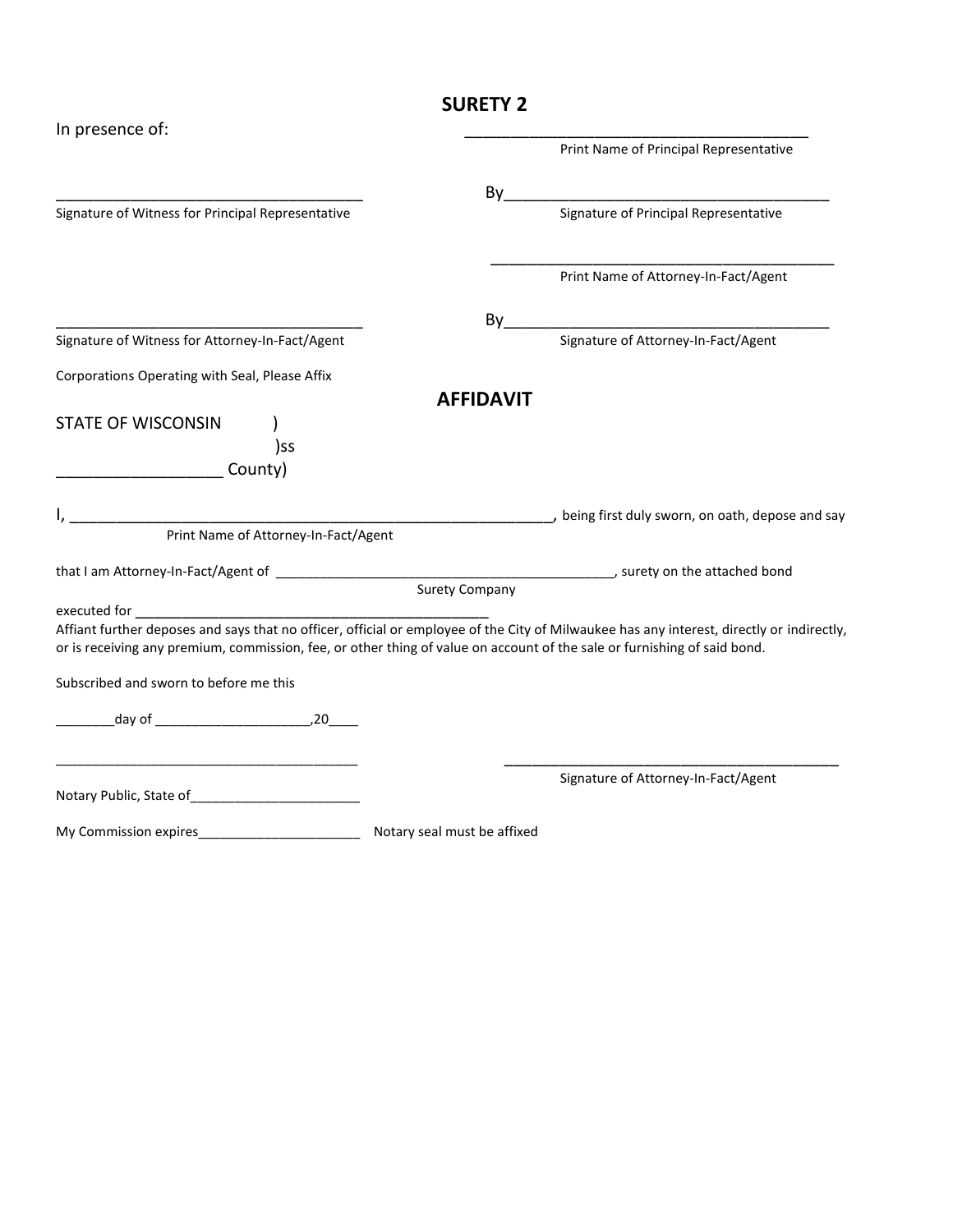## SURETY 2

In presence of:

_________________________________________
Print Name of Principal Representative

_____________________________________
Signature of Witness for Principal Representative

By_______________________________________
Signature of Principal Representative

_________________________________________
Print Name of Attorney-In-Fact/Agent

_____________________________________
Signature of Witness for Attorney-In-Fact/Agent

By_______________________________________
Signature of Attorney-In-Fact/Agent

Corporations Operating with Seal, Please Affix

## AFFIDAVIT

STATE OF WISCONSIN )
)ss
__________________ County)

I, ______________________________________________________________, being first duly sworn, on oath, depose and say
Print Name of Attorney-In-Fact/Agent

that I am Attorney-In-Fact/Agent of _____________________________________________, surety on the attached bond
Surety Company

executed for ______________________________________________
Affiant further deposes and says that no officer, official or employee of the City of Milwaukee has any interest, directly or indirectly, or is receiving any premium, commission, fee, or other thing of value on account of the sale or furnishing of said bond.

Subscribed and sworn to before me this

________day of ____________________,20____

________________________________________

Notary Public, State of_______________________

My Commission expires_____________________ Notary seal must be affixed

___________________________________________
Signature of Attorney-In-Fact/Agent